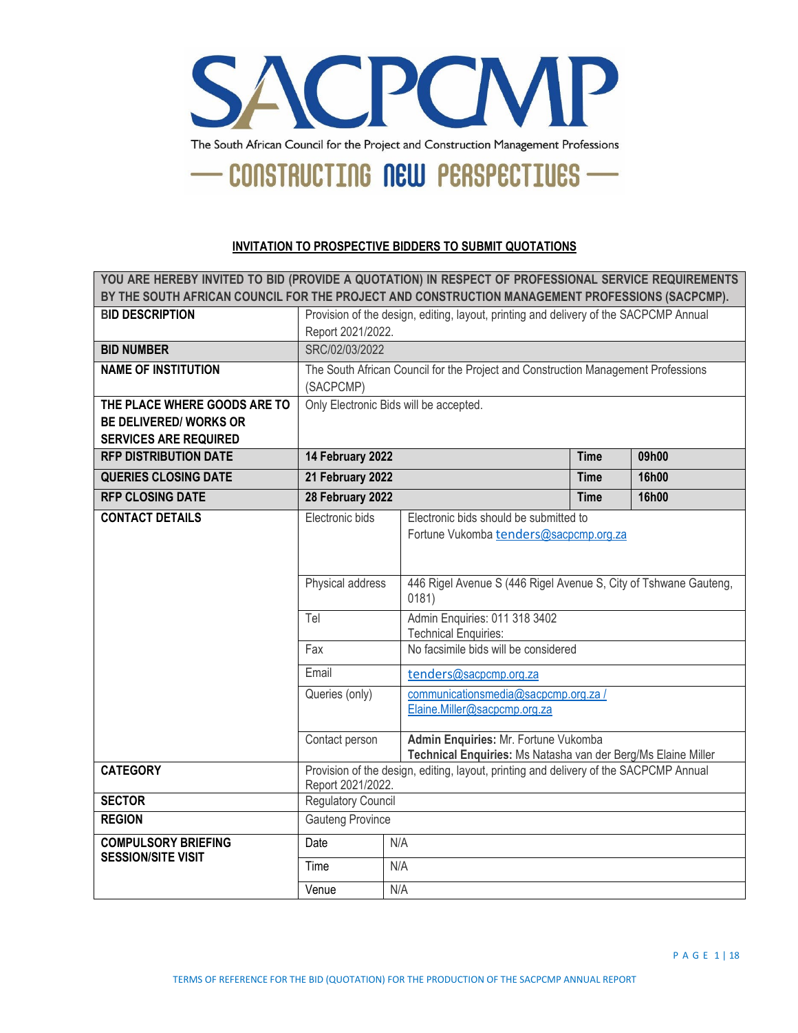SACPCMP

The South African Council for the Project and Construction Management Professions

— CONSTRUCTING NEW PERSPECTIVES —

## INVITATION TO PROSPECTIVE BIDDERS TO SUBMIT QUOTATIONS

| YOU ARE HEREBY INVITED TO BID (PROVIDE A QUOTATION) IN RESPECT OF PROFESSIONAL SERVICE REQUIREMENTS BY THE SOUTH AFRICAN COUNCIL FOR THE PROJECT AND CONSTRUCTION MANAGEMENT PROFESSIONS (SACPCMP). | | | | |
|---|---|---|---|---|
| **BID DESCRIPTION** | Provision of the design, editing, layout, printing and delivery of the SACPCMP Annual Report 2021/2022. | | | |
| **BID NUMBER** | SRC/02/03/2022 | | | |
| **NAME OF INSTITUTION** | The South African Council for the Project and Construction Management Professions (SACPCMP) | | | |
| **THE PLACE WHERE GOODS ARE TO BE DELIVERED/ WORKS OR SERVICES ARE REQUIRED** | Only Electronic Bids will be accepted. | | | |
| **RFP DISTRIBUTION DATE** | **14 February 2022** | | **Time** | **09h00** |
| **QUERIES CLOSING DATE** | **21 February 2022** | | **Time** | **16h00** |
| **RFP CLOSING DATE** | **28 February 2022** | | **Time** | **16h00** |
| **CONTACT DETAILS** | Electronic bids | Electronic bids should be submitted to Fortune Vukomba tenders@sacpcmp.org.za | | |
| | Physical address | 446 Rigel Avenue S (446 Rigel Avenue S, City of Tshwane Gauteng, 0181) | | |
| | Tel | Admin Enquiries: 011 318 3402<br>Technical Enquiries: | | |
| | Fax | No facsimile bids will be considered | | |
| | Email | tenders@sacpcmp.org.za | | |
| | Queries (only) | communicationsmedia@sacpcmp.org.za / Elaine.Miller@sacpcmp.org.za | | |
| | Contact person | **Admin Enquiries:** Mr. Fortune Vukomba<br>**Technical Enquiries:** Ms Natasha van der Berg/Ms Elaine Miller | | |
| **CATEGORY** | Provision of the design, editing, layout, printing and delivery of the SACPCMP Annual Report 2021/2022. | | | |
| **SECTOR** | Regulatory Council | | | |
| **REGION** | Gauteng Province | | | |
| **COMPULSORY BRIEFING SESSION/SITE VISIT** | Date | N/A | | |
| | Time | N/A | | |
| | Venue | N/A | | |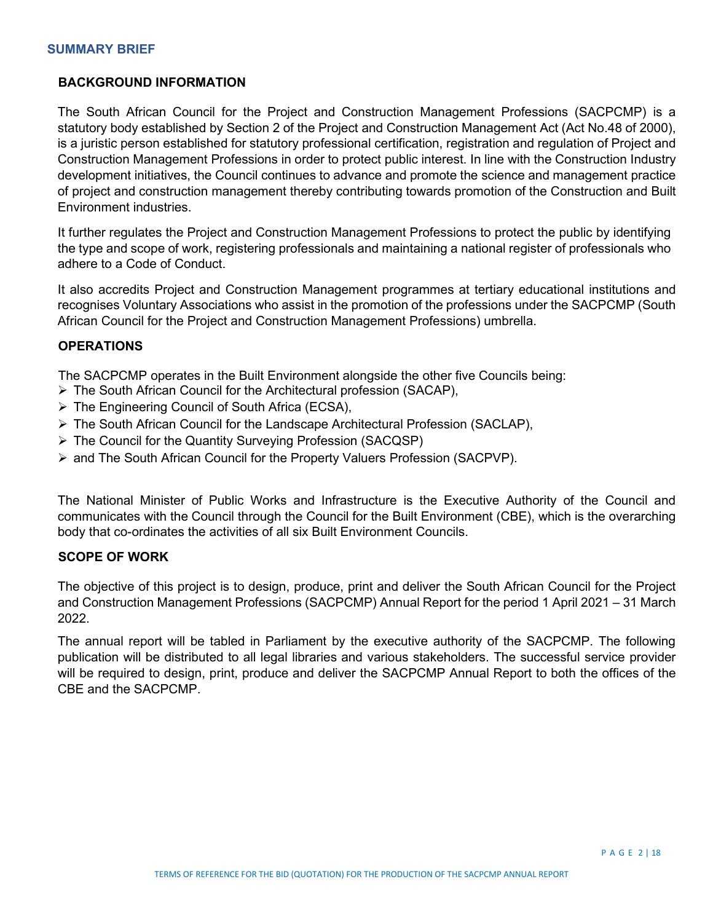## SUMMARY BRIEF

### BACKGROUND INFORMATION

The South African Council for the Project and Construction Management Professions (SACPCMP) is a statutory body established by Section 2 of the Project and Construction Management Act (Act No.48 of 2000), is a juristic person established for statutory professional certification, registration and regulation of Project and Construction Management Professions in order to protect public interest. In line with the Construction Industry development initiatives, the Council continues to advance and promote the science and management practice of project and construction management thereby contributing towards promotion of the Construction and Built Environment industries.

It further regulates the Project and Construction Management Professions to protect the public by identifying the type and scope of work, registering professionals and maintaining a national register of professionals who adhere to a Code of Conduct.

It also accredits Project and Construction Management programmes at tertiary educational institutions and recognises Voluntary Associations who assist in the promotion of the professions under the SACPCMP (South African Council for the Project and Construction Management Professions) umbrella.

### OPERATIONS

The SACPCMP operates in the Built Environment alongside the other five Councils being:

- The South African Council for the Architectural profession (SACAP),
- The Engineering Council of South Africa (ECSA),
- The South African Council for the Landscape Architectural Profession (SACLAP),
- The Council for the Quantity Surveying Profession (SACQSP)
- and The South African Council for the Property Valuers Profession (SACPVP).

The National Minister of Public Works and Infrastructure is the Executive Authority of the Council and communicates with the Council through the Council for the Built Environment (CBE), which is the overarching body that co-ordinates the activities of all six Built Environment Councils.

### SCOPE OF WORK

The objective of this project is to design, produce, print and deliver the South African Council for the Project and Construction Management Professions (SACPCMP) Annual Report for the period 1 April 2021 – 31 March 2022.

The annual report will be tabled in Parliament by the executive authority of the SACPCMP. The following publication will be distributed to all legal libraries and various stakeholders. The successful service provider will be required to design, print, produce and deliver the SACPCMP Annual Report to both the offices of the CBE and the SACPCMP.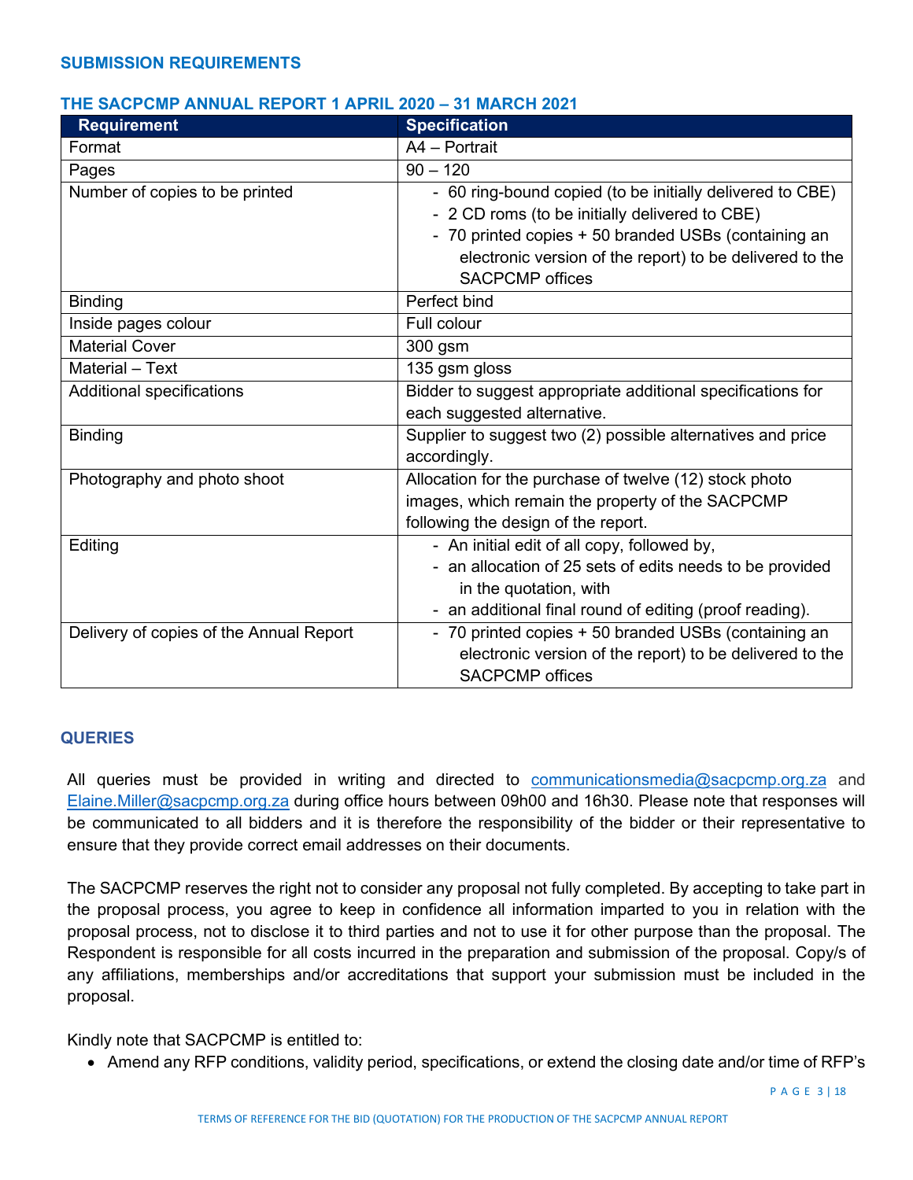## SUBMISSION REQUIREMENTS

### THE SACPCMP ANNUAL REPORT 1 APRIL 2020 – 31 MARCH 2021

| Requirement | Specification |
| --- | --- |
| Format | A4 – Portrait |
| Pages | 90 – 120 |
| Number of copies to be printed | - 60 ring-bound copied (to be initially delivered to CBE)<br>- 2 CD roms (to be initially delivered to CBE)<br>- 70 printed copies + 50 branded USBs (containing an electronic version of the report) to be delivered to the SACPCMP offices |
| Binding | Perfect bind |
| Inside pages colour | Full colour |
| Material Cover | 300 gsm |
| Material – Text | 135 gsm gloss |
| Additional specifications | Bidder to suggest appropriate additional specifications for each suggested alternative. |
| Binding | Supplier to suggest two (2) possible alternatives and price accordingly. |
| Photography and photo shoot | Allocation for the purchase of twelve (12) stock photo images, which remain the property of the SACPCMP following the design of the report. |
| Editing | - An initial edit of all copy, followed by,<br>- an allocation of 25 sets of edits needs to be provided in the quotation, with<br>- an additional final round of editing (proof reading). |
| Delivery of copies of the Annual Report | - 70 printed copies + 50 branded USBs (containing an electronic version of the report) to be delivered to the SACPCMP offices |

## QUERIES

All queries must be provided in writing and directed to communicationsmedia@sacpcmp.org.za and Elaine.Miller@sacpcmp.org.za during office hours between 09h00 and 16h30. Please note that responses will be communicated to all bidders and it is therefore the responsibility of the bidder or their representative to ensure that they provide correct email addresses on their documents.

The SACPCMP reserves the right not to consider any proposal not fully completed. By accepting to take part in the proposal process, you agree to keep in confidence all information imparted to you in relation with the proposal process, not to disclose it to third parties and not to use it for other purpose than the proposal. The Respondent is responsible for all costs incurred in the preparation and submission of the proposal. Copy/s of any affiliations, memberships and/or accreditations that support your submission must be included in the proposal.

Kindly note that SACPCMP is entitled to:

- Amend any RFP conditions, validity period, specifications, or extend the closing date and/or time of RFP's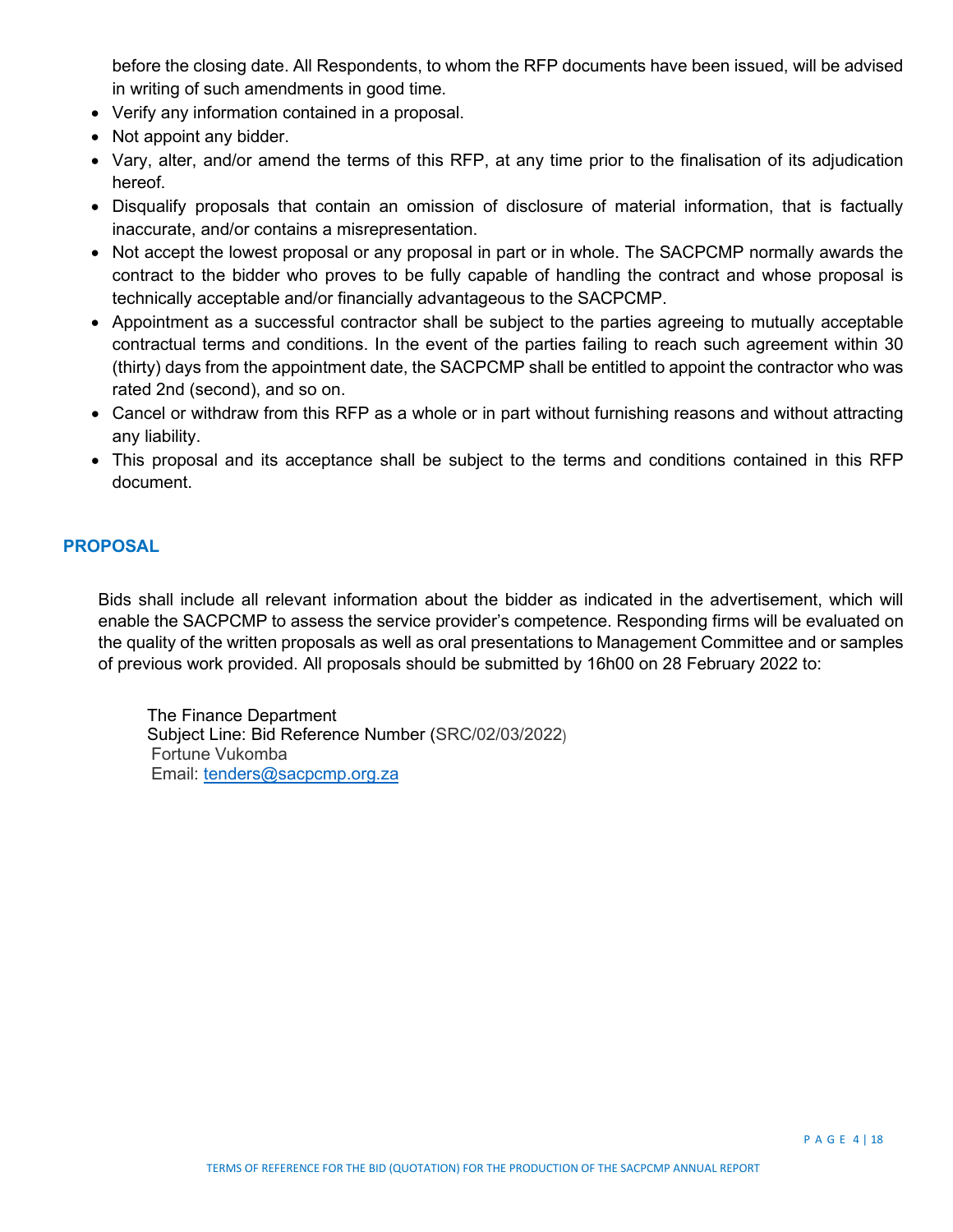before the closing date. All Respondents, to whom the RFP documents have been issued, will be advised in writing of such amendments in good time.

- Verify any information contained in a proposal.
- Not appoint any bidder.
- Vary, alter, and/or amend the terms of this RFP, at any time prior to the finalisation of its adjudication hereof.
- Disqualify proposals that contain an omission of disclosure of material information, that is factually inaccurate, and/or contains a misrepresentation.
- Not accept the lowest proposal or any proposal in part or in whole. The SACPCMP normally awards the contract to the bidder who proves to be fully capable of handling the contract and whose proposal is technically acceptable and/or financially advantageous to the SACPCMP.
- Appointment as a successful contractor shall be subject to the parties agreeing to mutually acceptable contractual terms and conditions. In the event of the parties failing to reach such agreement within 30 (thirty) days from the appointment date, the SACPCMP shall be entitled to appoint the contractor who was rated 2nd (second), and so on.
- Cancel or withdraw from this RFP as a whole or in part without furnishing reasons and without attracting any liability.
- This proposal and its acceptance shall be subject to the terms and conditions contained in this RFP document.

## PROPOSAL

Bids shall include all relevant information about the bidder as indicated in the advertisement, which will enable the SACPCMP to assess the service provider's competence. Responding firms will be evaluated on the quality of the written proposals as well as oral presentations to Management Committee and or samples of previous work provided. All proposals should be submitted by 16h00 on 28 February 2022 to:

The Finance Department
Subject Line: Bid Reference Number (SRC/02/03/2022)
Fortune Vukomba
Email: tenders@sacpcmp.org.za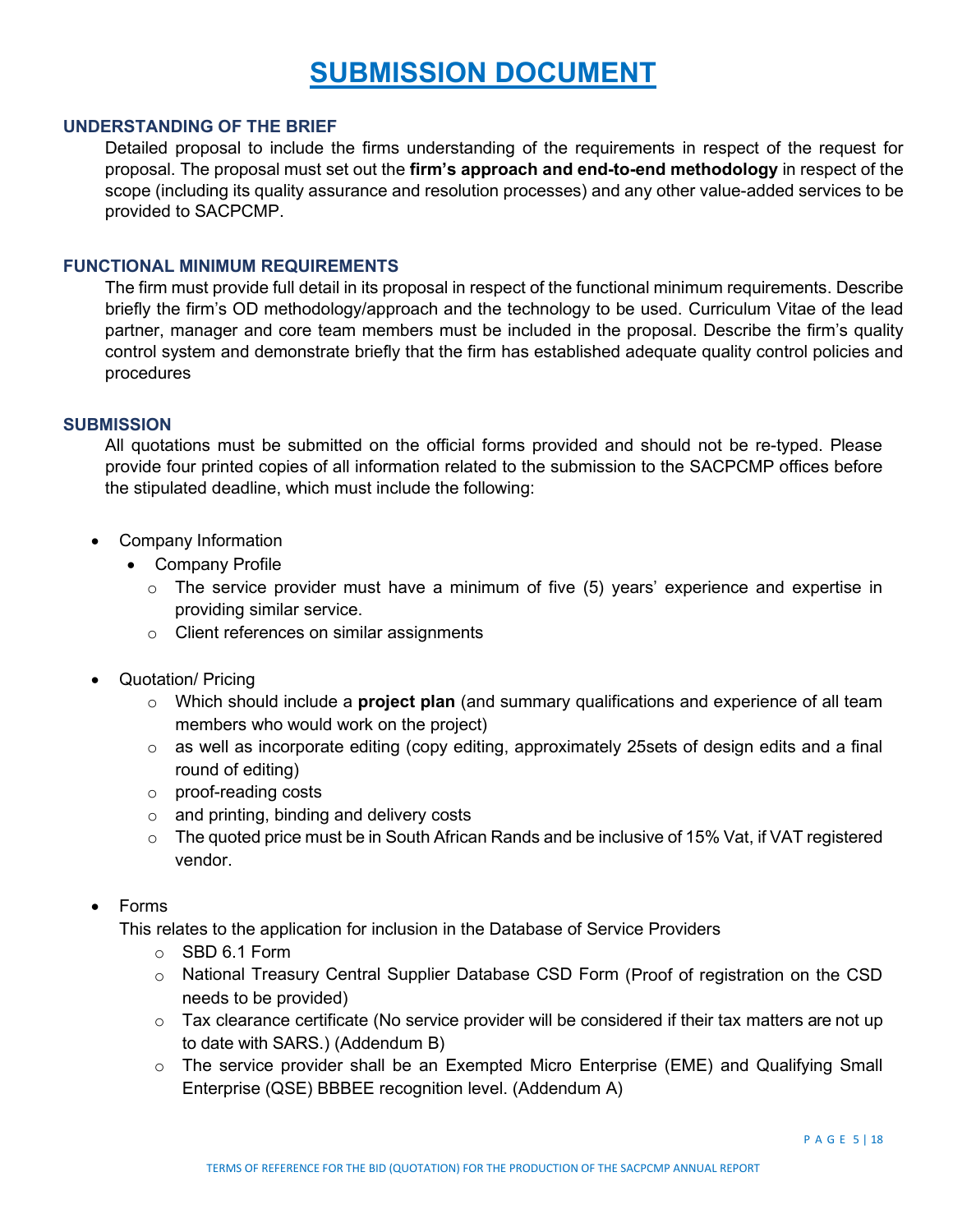# SUBMISSION DOCUMENT

## UNDERSTANDING OF THE BRIEF

Detailed proposal to include the firms understanding of the requirements in respect of the request for proposal. The proposal must set out the **firm's approach and end-to-end methodology** in respect of the scope (including its quality assurance and resolution processes) and any other value-added services to be provided to SACPCMP.

## FUNCTIONAL MINIMUM REQUIREMENTS

The firm must provide full detail in its proposal in respect of the functional minimum requirements. Describe briefly the firm's OD methodology/approach and the technology to be used. Curriculum Vitae of the lead partner, manager and core team members must be included in the proposal. Describe the firm's quality control system and demonstrate briefly that the firm has established adequate quality control policies and procedures

## SUBMISSION

All quotations must be submitted on the official forms provided and should not be re-typed. Please provide four printed copies of all information related to the submission to the SACPCMP offices before the stipulated deadline, which must include the following:

- Company Information
  - Company Profile
    - The service provider must have a minimum of five (5) years' experience and expertise in providing similar service.
    - Client references on similar assignments
- Quotation/ Pricing
  - Which should include a **project plan** (and summary qualifications and experience of all team members who would work on the project)
  - as well as incorporate editing (copy editing, approximately 25sets of design edits and a final round of editing)
  - proof-reading costs
  - and printing, binding and delivery costs
  - The quoted price must be in South African Rands and be inclusive of 15% Vat, if VAT registered vendor.
- Forms

  This relates to the application for inclusion in the Database of Service Providers
  - SBD 6.1 Form
  - National Treasury Central Supplier Database CSD Form (Proof of registration on the CSD needs to be provided)
  - Tax clearance certificate (No service provider will be considered if their tax matters are not up to date with SARS.) (Addendum B)
  - The service provider shall be an Exempted Micro Enterprise (EME) and Qualifying Small Enterprise (QSE) BBBEE recognition level. (Addendum A)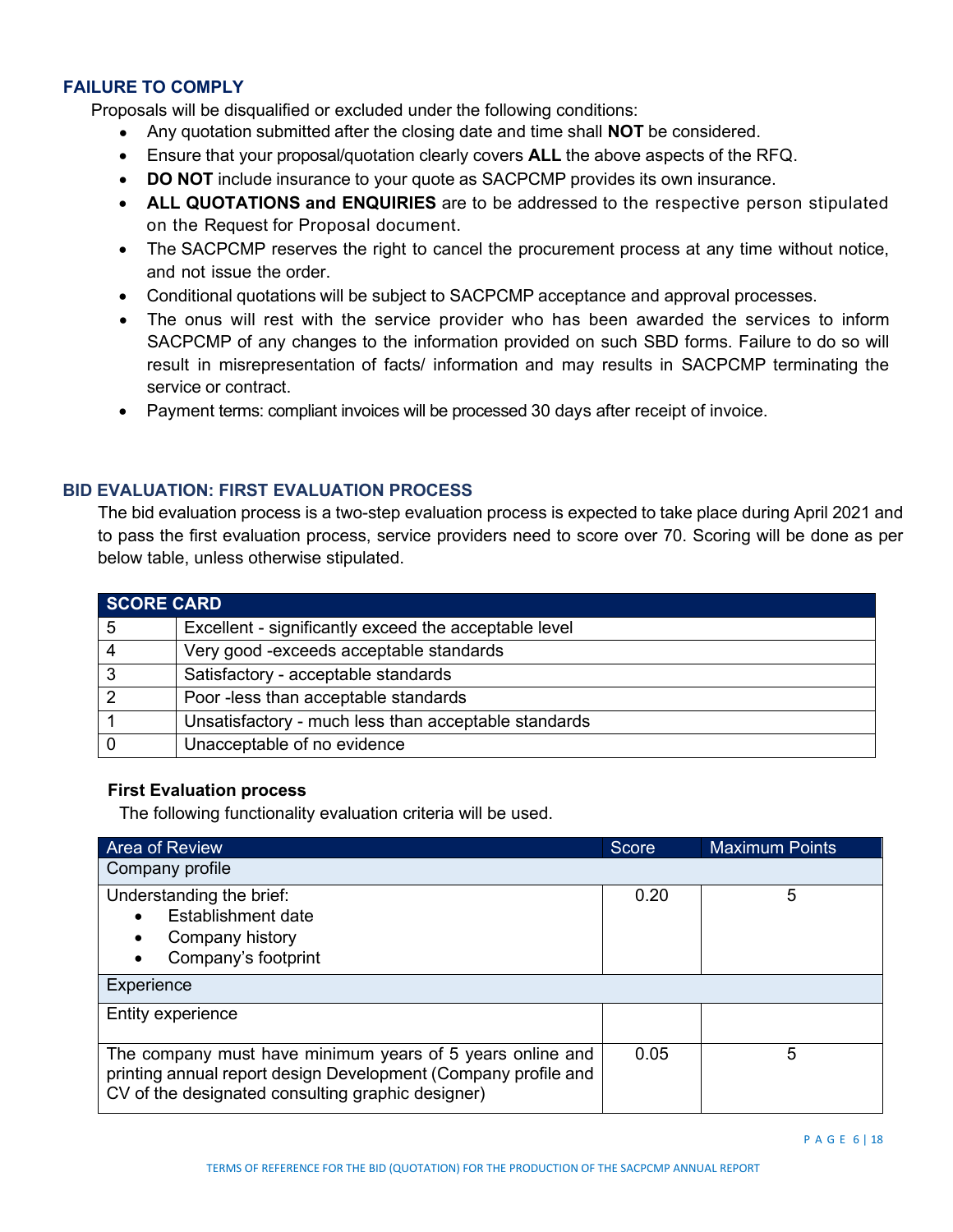## FAILURE TO COMPLY

Proposals will be disqualified or excluded under the following conditions:

- Any quotation submitted after the closing date and time shall **NOT** be considered.
- Ensure that your proposal/quotation clearly covers **ALL** the above aspects of the RFQ.
- **DO NOT** include insurance to your quote as SACPCMP provides its own insurance.
- **ALL QUOTATIONS and ENQUIRIES** are to be addressed to the respective person stipulated on the Request for Proposal document.
- The SACPCMP reserves the right to cancel the procurement process at any time without notice, and not issue the order.
- Conditional quotations will be subject to SACPCMP acceptance and approval processes.
- The onus will rest with the service provider who has been awarded the services to inform SACPCMP of any changes to the information provided on such SBD forms. Failure to do so will result in misrepresentation of facts/ information and may results in SACPCMP terminating the service or contract.
- Payment terms: compliant invoices will be processed 30 days after receipt of invoice.

## BID EVALUATION: FIRST EVALUATION PROCESS

The bid evaluation process is a two-step evaluation process is expected to take place during April 2021 and to pass the first evaluation process, service providers need to score over 70. Scoring will be done as per below table, unless otherwise stipulated.

| SCORE CARD | |
|---|---|
| 5 | Excellent - significantly exceed the acceptable level |
| 4 | Very good -exceeds acceptable standards |
| 3 | Satisfactory - acceptable standards |
| 2 | Poor -less than acceptable standards |
| 1 | Unsatisfactory - much less than acceptable standards |
| 0 | Unacceptable of no evidence |

**First Evaluation process**

The following functionality evaluation criteria will be used.

| Area of Review | Score | Maximum Points |
|---|---|---|
| Company profile | | |
| Understanding the brief:<br>• Establishment date<br>• Company history<br>• Company's footprint | 0.20 | 5 |
| Experience | | |
| Entity experience | | |
| The company must have minimum years of 5 years online and printing annual report design Development (Company profile and CV of the designated consulting graphic designer) | 0.05 | 5 |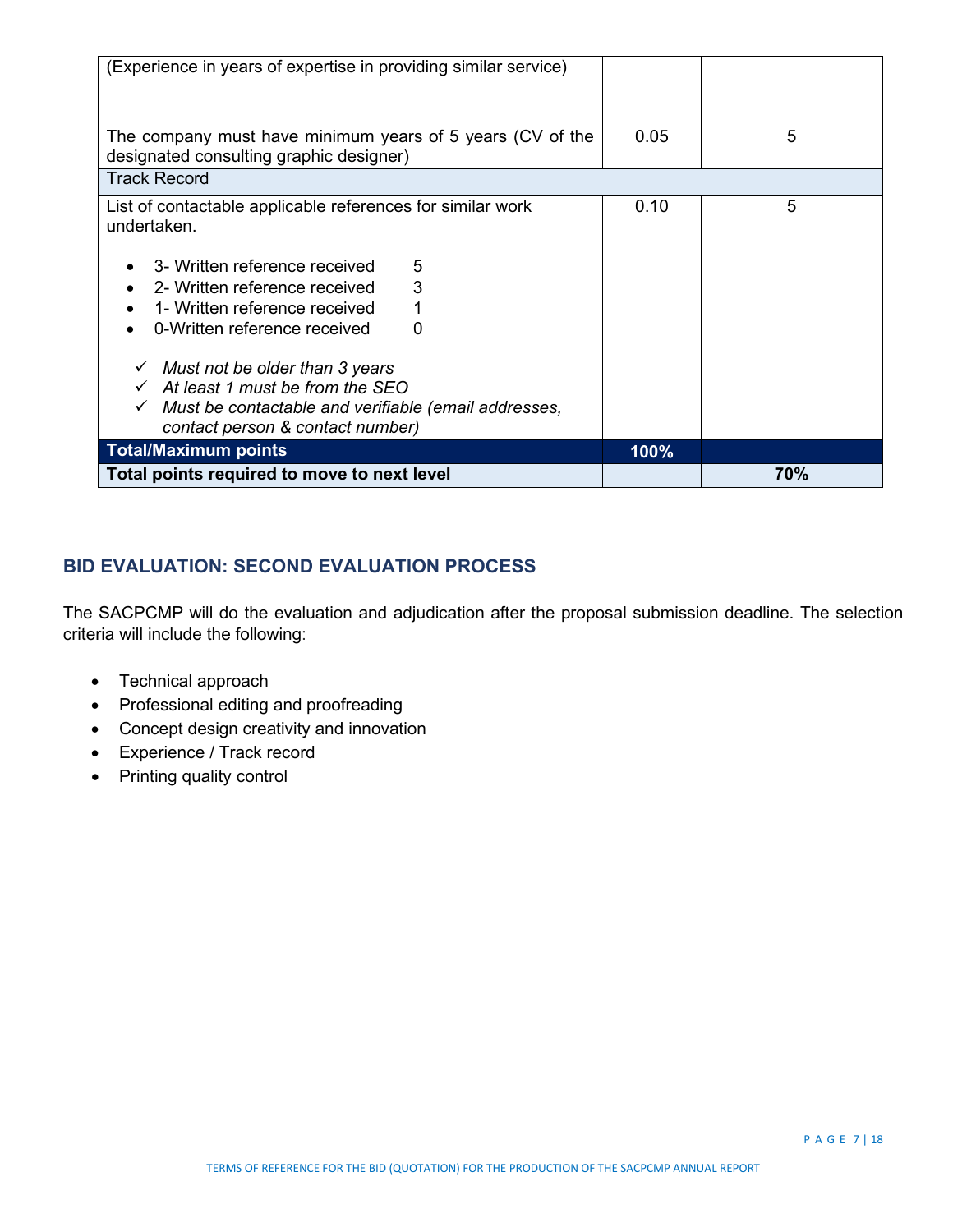| | | |
|---|---|---|
| (Experience in years of expertise in providing similar service) | | |
| The company must have minimum years of 5 years (CV of the designated consulting graphic designer) | 0.05 | 5 |
| Track Record | | |
| List of contactable applicable references for similar work undertaken.<br><br>• 3- Written reference received 5<br>• 2- Written reference received 3<br>• 1- Written reference received 1<br>• 0-Written reference received 0<br><br>✓ *Must not be older than 3 years*<br>✓ *At least 1 must be from the SEO*<br>✓ *Must be contactable and verifiable (email addresses, contact person & contact number)* | 0.10 | 5 |
| **Total/Maximum points** | **100%** | |
| **Total points required to move to next level** | | **70%** |

## BID EVALUATION: SECOND EVALUATION PROCESS

The SACPCMP will do the evaluation and adjudication after the proposal submission deadline. The selection criteria will include the following:

- Technical approach
- Professional editing and proofreading
- Concept design creativity and innovation
- Experience / Track record
- Printing quality control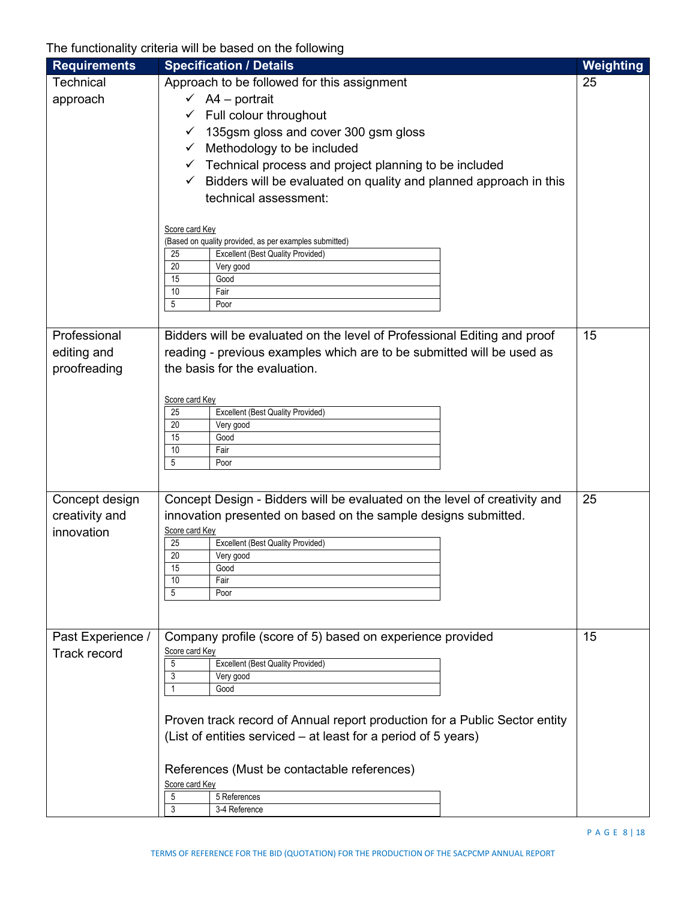The functionality criteria will be based on the following

| Requirements | Specification / Details | Weighting |
|---|---|---|
| Technical approach | Approach to be followed for this assignment<br>✓ A4 – portrait<br>✓ Full colour throughout<br>✓ 135gsm gloss and cover 300 gsm gloss<br>✓ Methodology to be included<br>✓ Technical process and project planning to be included<br>✓ Bidders will be evaluated on quality and planned approach in this technical assessment:<br><br>Score card Key<br>(Based on quality provided, as per examples submitted)<br>25 – Excellent (Best Quality Provided)<br>20 – Very good<br>15 – Good<br>10 – Fair<br>5 – Poor | 25 |
| Professional editing and proofreading | Bidders will be evaluated on the level of Professional Editing and proof reading - previous examples which are to be submitted will be used as the basis for the evaluation.<br><br>Score card Key<br>25 – Excellent (Best Quality Provided)<br>20 – Very good<br>15 – Good<br>10 – Fair<br>5 – Poor | 15 |
| Concept design creativity and innovation | Concept Design - Bidders will be evaluated on the level of creativity and innovation presented on based on the sample designs submitted.<br>Score card Key<br>25 – Excellent (Best Quality Provided)<br>20 – Very good<br>15 – Good<br>10 – Fair<br>5 – Poor | 25 |
| Past Experience / Track record | Company profile (score of 5) based on experience provided<br>Score card Key<br>5 – Excellent (Best Quality Provided)<br>3 – Very good<br>1 – Good<br><br>Proven track record of Annual report production for a Public Sector entity (List of entities serviced – at least for a period of 5 years)<br><br>References (Must be contactable references)<br>Score card Key<br>5 – 5 References<br>3 – 3-4 Reference | 15 |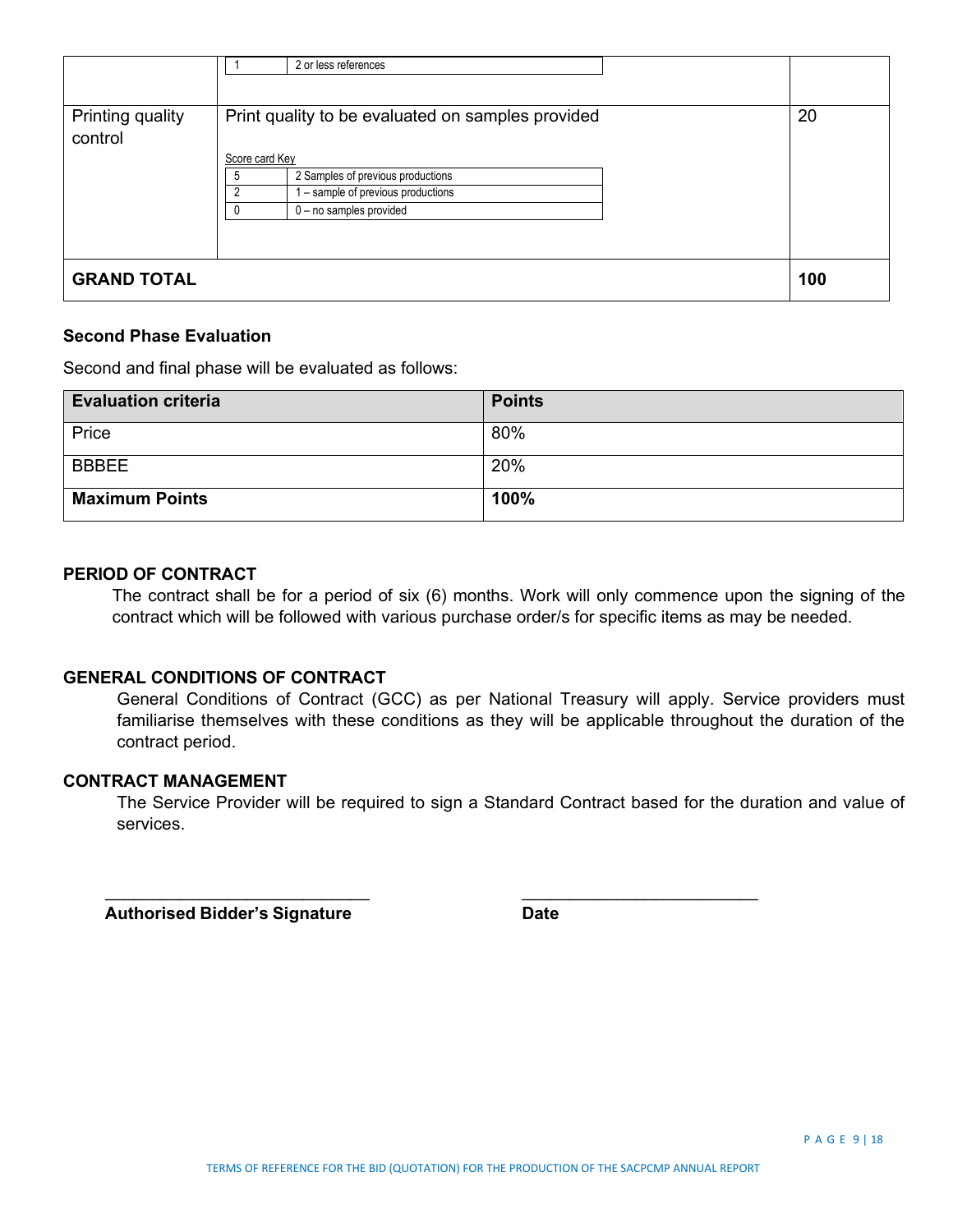| | | |
|---|---|---|
| | 1 — 2 or less references | |
| Printing quality control | Print quality to be evaluated on samples provided<br><br>Score card Key<br>5 — 2 Samples of previous productions<br>2 — 1 – sample of previous productions<br>0 — 0 – no samples provided | 20 |
| **GRAND TOTAL** | | **100** |

**Second Phase Evaluation**

Second and final phase will be evaluated as follows:

| Evaluation criteria | Points |
|---|---|
| Price | 80% |
| BBBEE | 20% |
| **Maximum Points** | **100%** |

**PERIOD OF CONTRACT**

The contract shall be for a period of six (6) months. Work will only commence upon the signing of the contract which will be followed with various purchase order/s for specific items as may be needed.

**GENERAL CONDITIONS OF CONTRACT**

General Conditions of Contract (GCC) as per National Treasury will apply. Service providers must familiarise themselves with these conditions as they will be applicable throughout the duration of the contract period.

**CONTRACT MANAGEMENT**

The Service Provider will be required to sign a Standard Contract based for the duration and value of services.

\_\_\_\_\_\_\_\_\_\_\_\_\_\_\_\_\_\_\_\_\_\_\_\_\_\_\_\_ \_\_\_\_\_\_\_\_\_\_\_\_\_\_\_\_\_\_\_\_\_\_\_\_\_\_\_\_

**Authorised Bidder's Signature** **Date**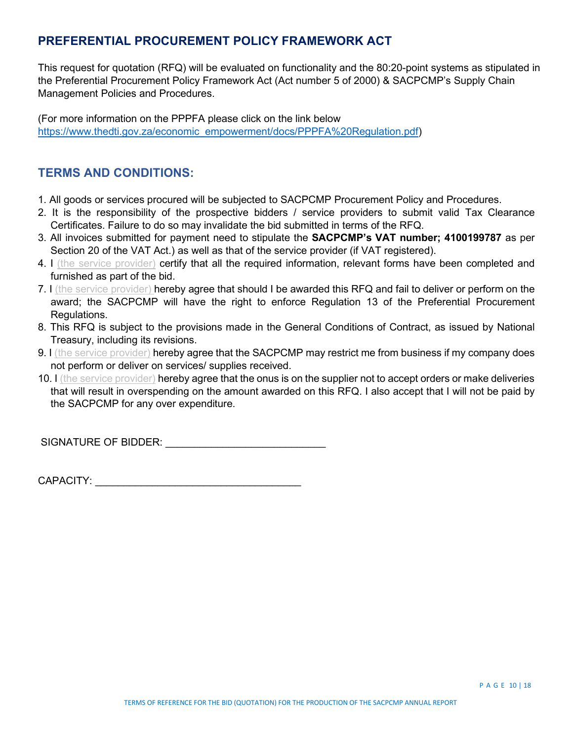## PREFERENTIAL PROCUREMENT POLICY FRAMEWORK ACT

This request for quotation (RFQ) will be evaluated on functionality and the 80:20-point systems as stipulated in the Preferential Procurement Policy Framework Act (Act number 5 of 2000) & SACPCMP's Supply Chain Management Policies and Procedures.

(For more information on the PPPFA please click on the link below https://www.thedti.gov.za/economic_empowerment/docs/PPPFA%20Regulation.pdf)

## TERMS AND CONDITIONS:

1. All goods or services procured will be subjected to SACPCMP Procurement Policy and Procedures.
2. It is the responsibility of the prospective bidders / service providers to submit valid Tax Clearance Certificates. Failure to do so may invalidate the bid submitted in terms of the RFQ.
3. All invoices submitted for payment need to stipulate the **SACPCMP's VAT number; 4100199787** as per Section 20 of the VAT Act.) as well as that of the service provider (if VAT registered).
4. I (the service provider) certify that all the required information, relevant forms have been completed and furnished as part of the bid.
7. I (the service provider) hereby agree that should I be awarded this RFQ and fail to deliver or perform on the award; the SACPCMP will have the right to enforce Regulation 13 of the Preferential Procurement Regulations.
8. This RFQ is subject to the provisions made in the General Conditions of Contract, as issued by National Treasury, including its revisions.
9. I (the service provider) hereby agree that the SACPCMP may restrict me from business if my company does not perform or deliver on services/ supplies received.
10. I (the service provider) hereby agree that the onus is on the supplier not to accept orders or make deliveries that will result in overspending on the amount awarded on this RFQ. I also accept that I will not be paid by the SACPCMP for any over expenditure.

SIGNATURE OF BIDDER: ___________________________

CAPACITY: ___________________________________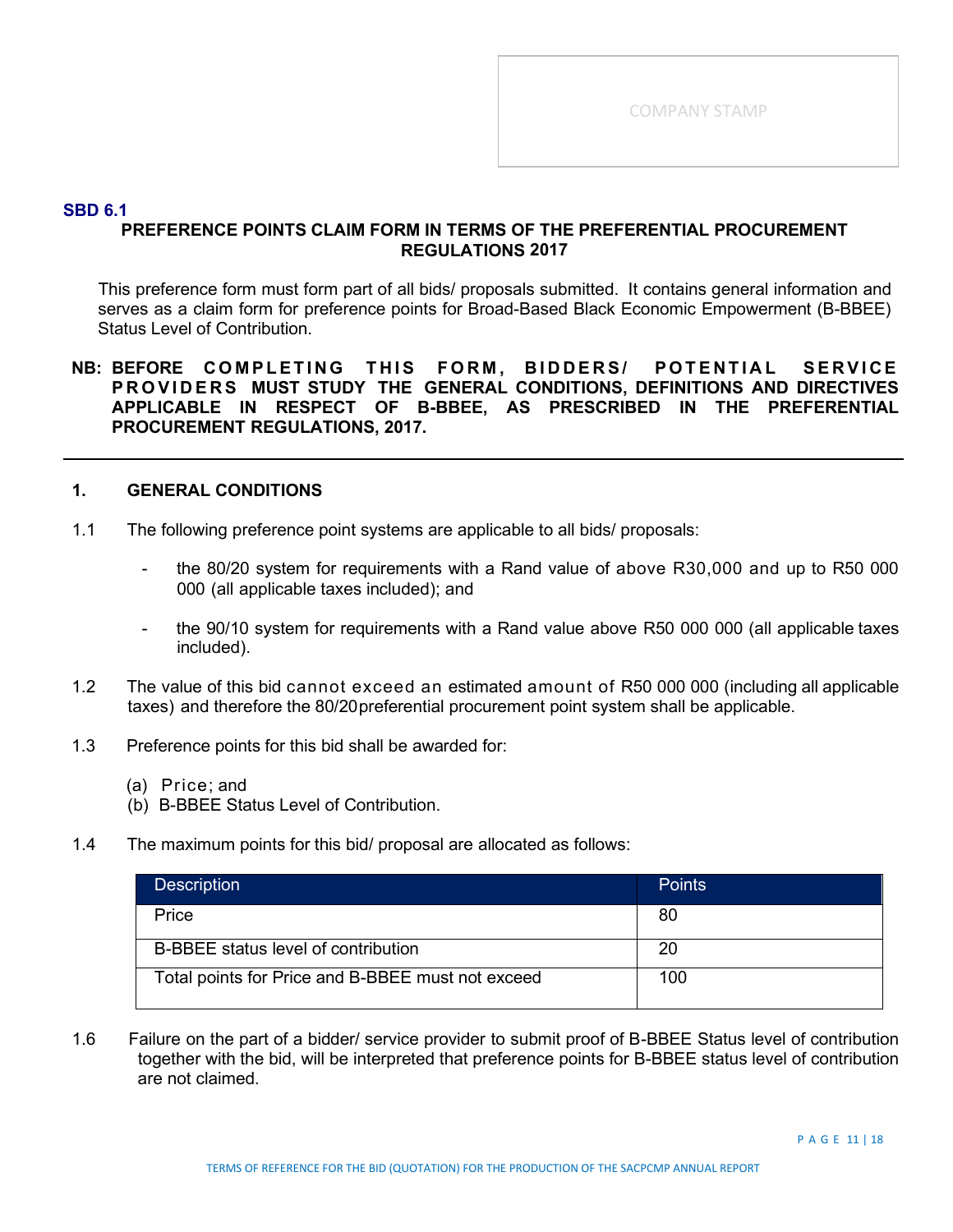COMPANY STAMP

**SBD 6.1**

**PREFERENCE POINTS CLAIM FORM IN TERMS OF THE PREFERENTIAL PROCUREMENT REGULATIONS 2017**

This preference form must form part of all bids/ proposals submitted. It contains general information and serves as a claim form for preference points for Broad-Based Black Economic Empowerment (B-BBEE) Status Level of Contribution.

**NB: BEFORE COMPLETING THIS FORM, BIDDERS/ POTENTIAL SERVICE PROVIDERS MUST STUDY THE GENERAL CONDITIONS, DEFINITIONS AND DIRECTIVES APPLICABLE IN RESPECT OF B-BBEE, AS PRESCRIBED IN THE PREFERENTIAL PROCUREMENT REGULATIONS, 2017.**

---

## 1. GENERAL CONDITIONS

1.1 The following preference point systems are applicable to all bids/ proposals:

- the 80/20 system for requirements with a Rand value of above R30,000 and up to R50 000 000 (all applicable taxes included); and
- the 90/10 system for requirements with a Rand value above R50 000 000 (all applicable taxes included).

1.2 The value of this bid cannot exceed an estimated amount of R50 000 000 (including all applicable taxes) and therefore the 80/20preferential procurement point system shall be applicable.

1.3 Preference points for this bid shall be awarded for:

(a) Price; and
(b) B-BBEE Status Level of Contribution.

1.4 The maximum points for this bid/ proposal are allocated as follows:

| Description | Points |
|---|---|
| Price | 80 |
| B-BBEE status level of contribution | 20 |
| Total points for Price and B-BBEE must not exceed | 100 |

1.6 Failure on the part of a bidder/ service provider to submit proof of B-BBEE Status level of contribution together with the bid, will be interpreted that preference points for B-BBEE status level of contribution are not claimed.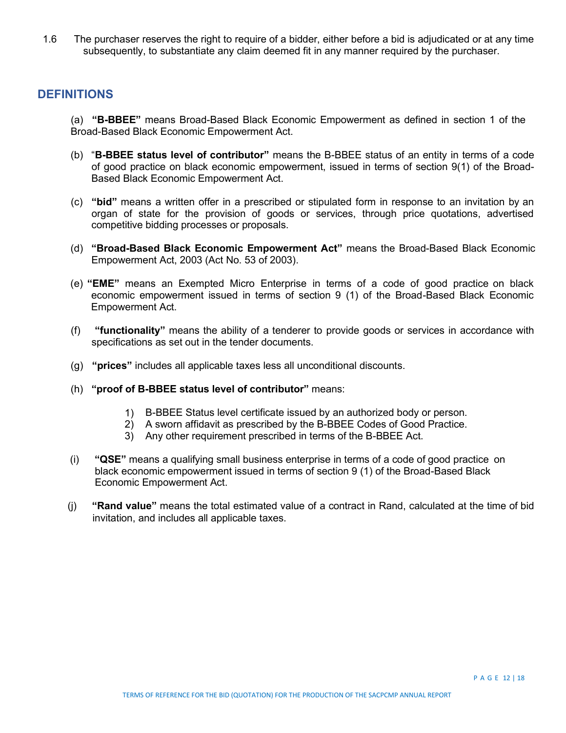1.6 The purchaser reserves the right to require of a bidder, either before a bid is adjudicated or at any time subsequently, to substantiate any claim deemed fit in any manner required by the purchaser.

## DEFINITIONS

(a) **"B-BBEE"** means Broad-Based Black Economic Empowerment as defined in section 1 of the Broad-Based Black Economic Empowerment Act.

(b) "**B-BBEE status level of contributor"** means the B-BBEE status of an entity in terms of a code of good practice on black economic empowerment, issued in terms of section 9(1) of the Broad-Based Black Economic Empowerment Act.

(c) **"bid"** means a written offer in a prescribed or stipulated form in response to an invitation by an organ of state for the provision of goods or services, through price quotations, advertised competitive bidding processes or proposals.

(d) **"Broad-Based Black Economic Empowerment Act"** means the Broad-Based Black Economic Empowerment Act, 2003 (Act No. 53 of 2003).

(e) **"EME"** means an Exempted Micro Enterprise in terms of a code of good practice on black economic empowerment issued in terms of section 9 (1) of the Broad-Based Black Economic Empowerment Act.

(f) **"functionality"** means the ability of a tenderer to provide goods or services in accordance with specifications as set out in the tender documents.

(g) **"prices"** includes all applicable taxes less all unconditional discounts.

(h) **"proof of B-BBEE status level of contributor"** means:

1) B-BBEE Status level certificate issued by an authorized body or person.
2) A sworn affidavit as prescribed by the B-BBEE Codes of Good Practice.
3) Any other requirement prescribed in terms of the B-BBEE Act.

(i) **"QSE"** means a qualifying small business enterprise in terms of a code of good practice on black economic empowerment issued in terms of section 9 (1) of the Broad-Based Black Economic Empowerment Act.

(j) **"Rand value"** means the total estimated value of a contract in Rand, calculated at the time of bid invitation, and includes all applicable taxes.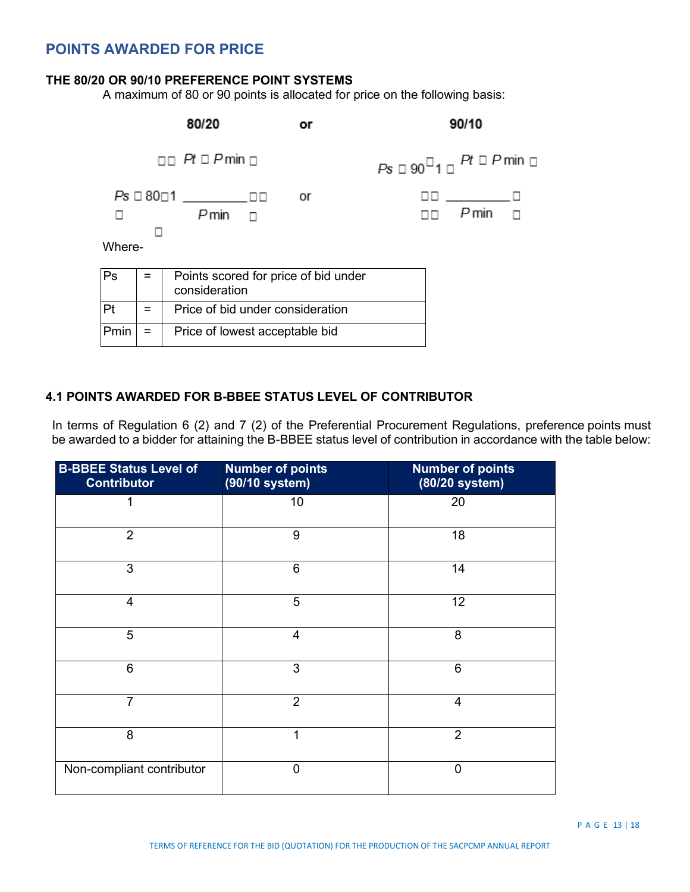## POINTS AWARDED FOR PRICE

**THE 80/20 OR 90/10 PREFERENCE POINT SYSTEMS**

A maximum of 80 or 90 points is allocated for price on the following basis:

**80/20** or **90/10**

$$Ps = 80\left(1 - \frac{Pt - P\min}{P\min}\right) \quad \text{or} \quad Ps = 90\left(1 - \frac{Pt - P\min}{P\min}\right)$$

Where-

| Ps | = | Points scored for price of bid under consideration |
|---|---|---|
| Pt | = | Price of bid under consideration |
| Pmin | = | Price of lowest acceptable bid |

**4.1 POINTS AWARDED FOR B-BBEE STATUS LEVEL OF CONTRIBUTOR**

In terms of Regulation 6 (2) and 7 (2) of the Preferential Procurement Regulations, preference points must be awarded to a bidder for attaining the B-BBEE status level of contribution in accordance with the table below:

| B-BBEE Status Level of Contributor | Number of points (90/10 system) | Number of points (80/20 system) |
|---|---|---|
| 1 | 10 | 20 |
| 2 | 9 | 18 |
| 3 | 6 | 14 |
| 4 | 5 | 12 |
| 5 | 4 | 8 |
| 6 | 3 | 6 |
| 7 | 2 | 4 |
| 8 | 1 | 2 |
| Non-compliant contributor | 0 | 0 |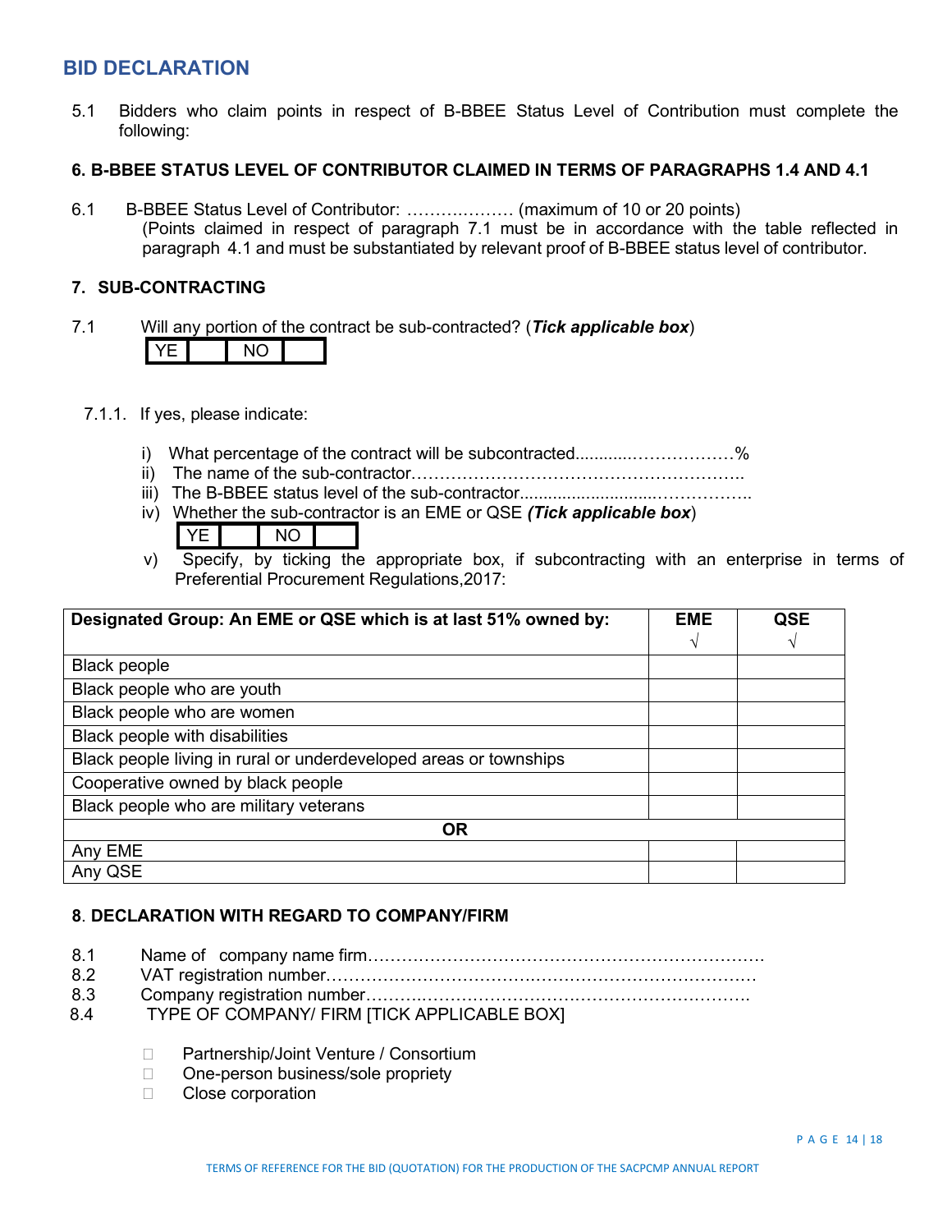## BID DECLARATION

5.1 Bidders who claim points in respect of B-BBEE Status Level of Contribution must complete the following:

### 6. B-BBEE STATUS LEVEL OF CONTRIBUTOR CLAIMED IN TERMS OF PARAGRAPHS 1.4 AND 4.1

6.1 B-BBEE Status Level of Contributor: ………………. (maximum of 10 or 20 points)
(Points claimed in respect of paragraph 7.1 must be in accordance with the table reflected in paragraph 4.1 and must be substantiated by relevant proof of B-BBEE status level of contributor.

### 7. SUB-CONTRACTING

7.1 Will any portion of the contract be sub-contracted? (***Tick applicable box***)

| YE | | NO | |
|---|---|---|---|

7.1.1. If yes, please indicate:

i) What percentage of the contract will be subcontracted............………………%
ii) The name of the sub-contractor…………………………………………………..
iii) The B-BBEE status level of the sub-contractor.............................……………..
iv) Whether the sub-contractor is an EME or QSE ***(Tick applicable box***)

| YE | | NO | |
|---|---|---|---|

v) Specify, by ticking the appropriate box, if subcontracting with an enterprise in terms of Preferential Procurement Regulations,2017:

| Designated Group: An EME or QSE which is at last 51% owned by: | EME √ | QSE √ |
|---|---|---|
| Black people | | |
| Black people who are youth | | |
| Black people who are women | | |
| Black people with disabilities | | |
| Black people living in rural or underdeveloped areas or townships | | |
| Cooperative owned by black people | | |
| Black people who are military veterans | | |
| **OR** | | |
| Any EME | | |
| Any QSE | | |

### 8. DECLARATION WITH REGARD TO COMPANY/FIRM

8.1 Name of company name firm…………………………………………………………….
8.2 VAT registration number…………………………………………………………………
8.3 Company registration number…………………………………………………………….
8.4 TYPE OF COMPANY/ FIRM [TICK APPLICABLE BOX]

- ☐ Partnership/Joint Venture / Consortium
- ☐ One-person business/sole propriety
- ☐ Close corporation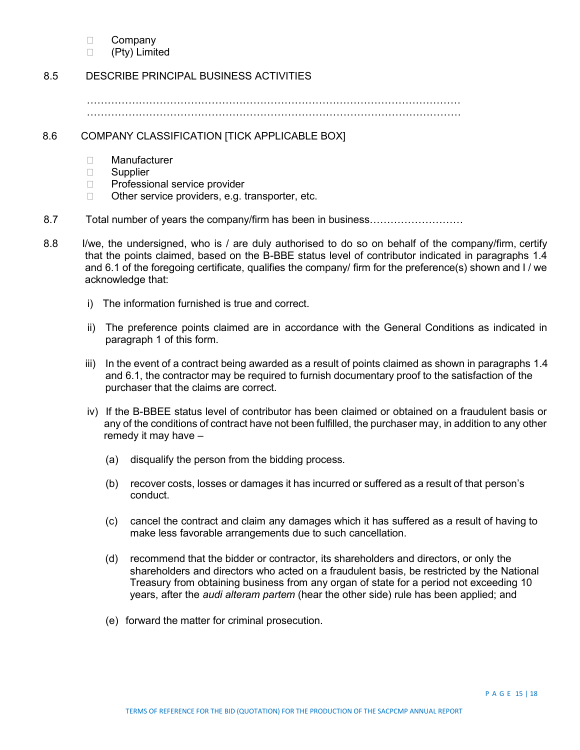- ☐ Company
- ☐ (Pty) Limited

8.5 DESCRIBE PRINCIPAL BUSINESS ACTIVITIES

………………………………………………………………………………………………
………………………………………………………………………………………………

8.6 COMPANY CLASSIFICATION [TICK APPLICABLE BOX]

- ☐ Manufacturer
- ☐ Supplier
- ☐ Professional service provider
- ☐ Other service providers, e.g. transporter, etc.

8.7 Total number of years the company/firm has been in business………………………

8.8 I/we, the undersigned, who is / are duly authorised to do so on behalf of the company/firm, certify that the points claimed, based on the B-BBE status level of contributor indicated in paragraphs 1.4 and 6.1 of the foregoing certificate, qualifies the company/ firm for the preference(s) shown and I / we acknowledge that:

i) The information furnished is true and correct.

ii) The preference points claimed are in accordance with the General Conditions as indicated in paragraph 1 of this form.

iii) In the event of a contract being awarded as a result of points claimed as shown in paragraphs 1.4 and 6.1, the contractor may be required to furnish documentary proof to the satisfaction of the purchaser that the claims are correct.

iv) If the B-BBEE status level of contributor has been claimed or obtained on a fraudulent basis or any of the conditions of contract have not been fulfilled, the purchaser may, in addition to any other remedy it may have –

(a) disqualify the person from the bidding process.

(b) recover costs, losses or damages it has incurred or suffered as a result of that person's conduct.

(c) cancel the contract and claim any damages which it has suffered as a result of having to make less favorable arrangements due to such cancellation.

(d) recommend that the bidder or contractor, its shareholders and directors, or only the shareholders and directors who acted on a fraudulent basis, be restricted by the National Treasury from obtaining business from any organ of state for a period not exceeding 10 years, after the *audi alteram partem* (hear the other side) rule has been applied; and

(e) forward the matter for criminal prosecution.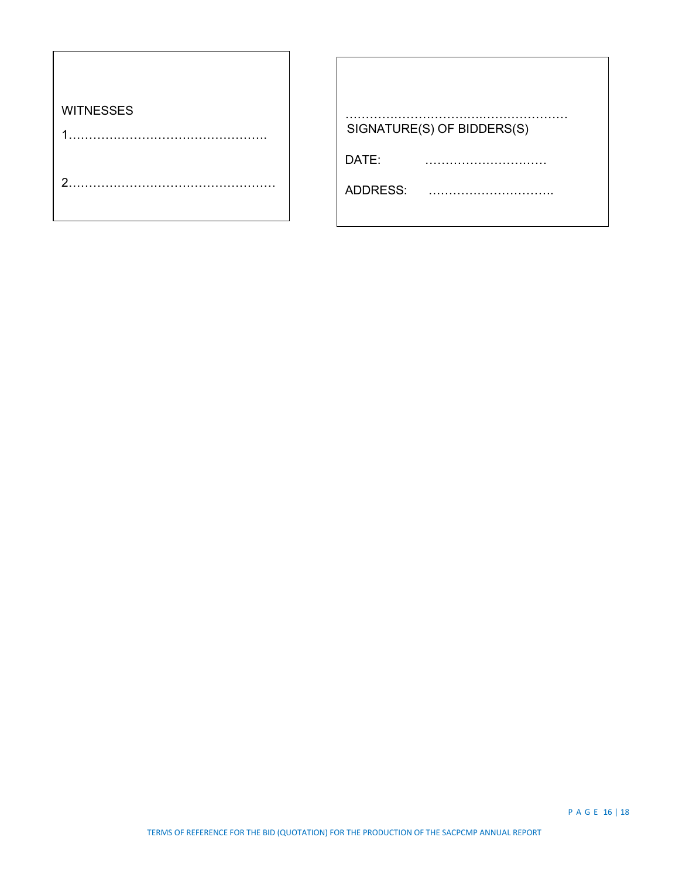WITNESSES

1……………………………………………

2……………………………………………

……………………………………………………
SIGNATURE(S) OF BIDDERS(S)

DATE: …………………………

ADDRESS: ………………………….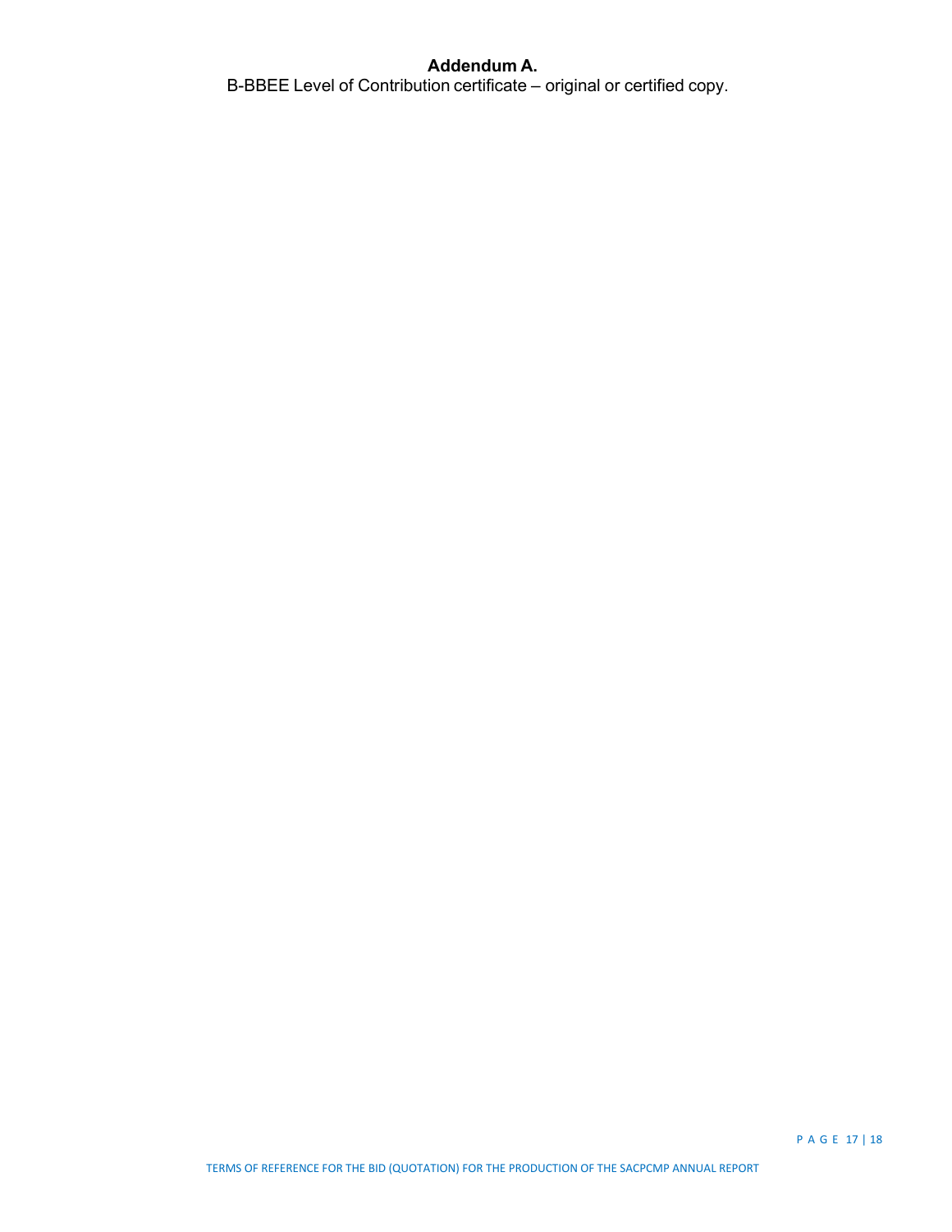**Addendum A.**

B-BBEE Level of Contribution certificate – original or certified copy.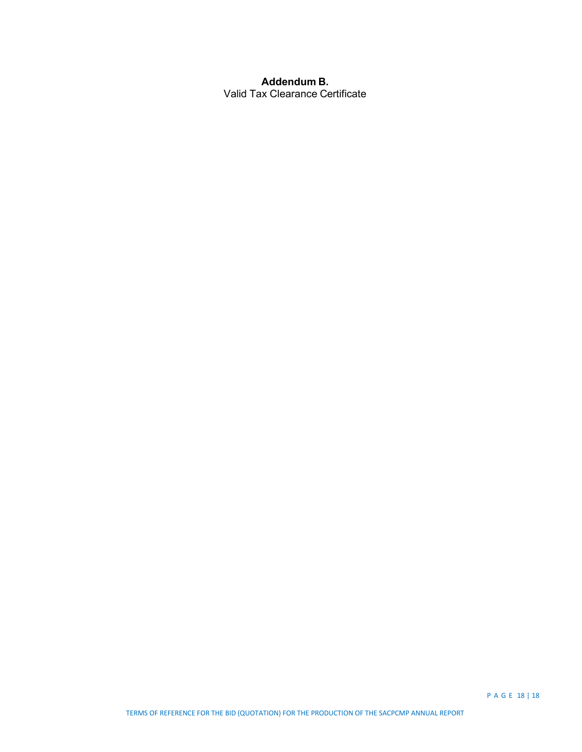**Addendum B.**

Valid Tax Clearance Certificate